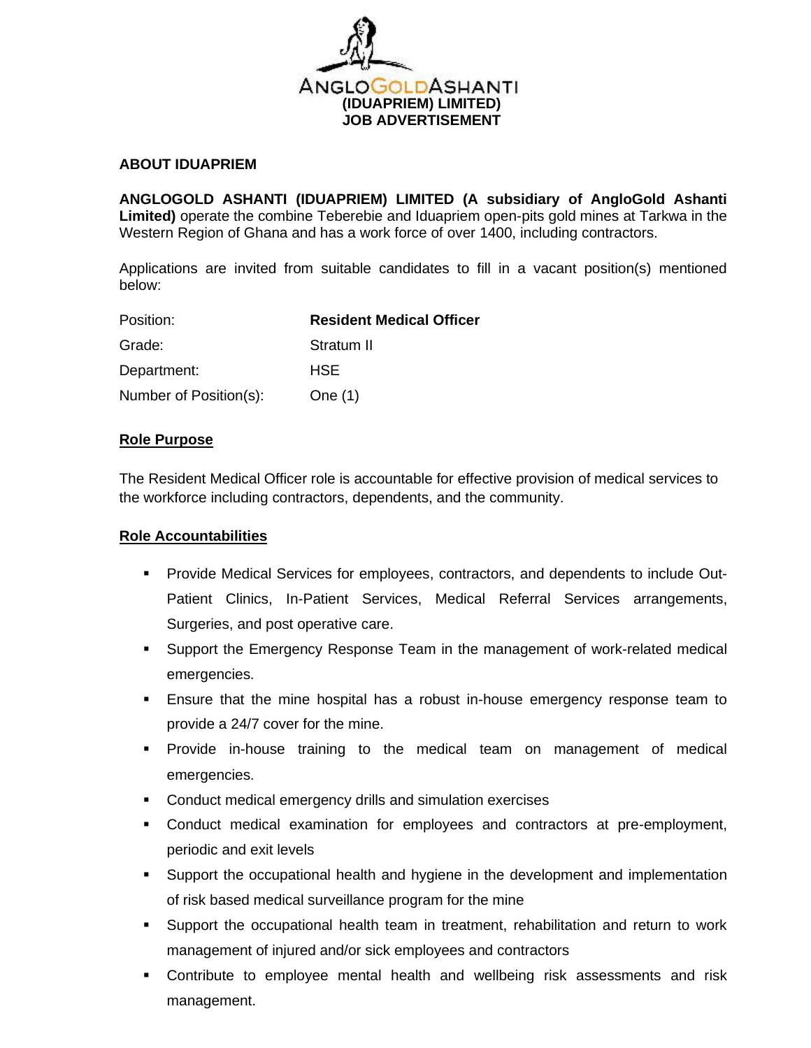**ANGLOGOLDASHANTI**
**(IDUAPRIEM) LIMITED**
**JOB ADVERTISEMENT**

**ABOUT IDUAPRIEM**

**ANGLOGOLD ASHANTI (IDUAPRIEM) LIMITED (A subsidiary of AngloGold Ashanti Limited)** operate the combine Teberebie and Iduapriem open-pits gold mines at Tarkwa in the Western Region of Ghana and has a work force of over 1400, including contractors.

Applications are invited from suitable candidates to fill in a vacant position(s) mentioned below:

| | |
|---|---|
| Position: | **Resident Medical Officer** |
| Grade: | Stratum II |
| Department: | HSE |
| Number of Position(s): | One (1) |

## Role Purpose

The Resident Medical Officer role is accountable for effective provision of medical services to the workforce including contractors, dependents, and the community.

## Role Accountabilities

- Provide Medical Services for employees, contractors, and dependents to include Out-Patient Clinics, In-Patient Services, Medical Referral Services arrangements, Surgeries, and post operative care.
- Support the Emergency Response Team in the management of work-related medical emergencies.
- Ensure that the mine hospital has a robust in-house emergency response team to provide a 24/7 cover for the mine.
- Provide in-house training to the medical team on management of medical emergencies.
- Conduct medical emergency drills and simulation exercises
- Conduct medical examination for employees and contractors at pre-employment, periodic and exit levels
- Support the occupational health and hygiene in the development and implementation of risk based medical surveillance program for the mine
- Support the occupational health team in treatment, rehabilitation and return to work management of injured and/or sick employees and contractors
- Contribute to employee mental health and wellbeing risk assessments and risk management.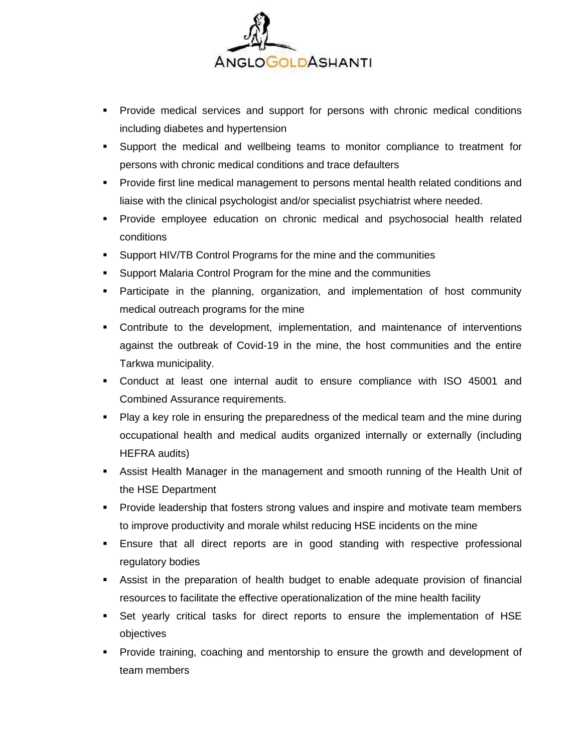- Provide medical services and support for persons with chronic medical conditions including diabetes and hypertension
- Support the medical and wellbeing teams to monitor compliance to treatment for persons with chronic medical conditions and trace defaulters
- Provide first line medical management to persons mental health related conditions and liaise with the clinical psychologist and/or specialist psychiatrist where needed.
- Provide employee education on chronic medical and psychosocial health related conditions
- Support HIV/TB Control Programs for the mine and the communities
- Support Malaria Control Program for the mine and the communities
- Participate in the planning, organization, and implementation of host community medical outreach programs for the mine
- Contribute to the development, implementation, and maintenance of interventions against the outbreak of Covid-19 in the mine, the host communities and the entire Tarkwa municipality.
- Conduct at least one internal audit to ensure compliance with ISO 45001 and Combined Assurance requirements.
- Play a key role in ensuring the preparedness of the medical team and the mine during occupational health and medical audits organized internally or externally (including HEFRA audits)
- Assist Health Manager in the management and smooth running of the Health Unit of the HSE Department
- Provide leadership that fosters strong values and inspire and motivate team members to improve productivity and morale whilst reducing HSE incidents on the mine
- Ensure that all direct reports are in good standing with respective professional regulatory bodies
- Assist in the preparation of health budget to enable adequate provision of financial resources to facilitate the effective operationalization of the mine health facility
- Set yearly critical tasks for direct reports to ensure the implementation of HSE objectives
- Provide training, coaching and mentorship to ensure the growth and development of team members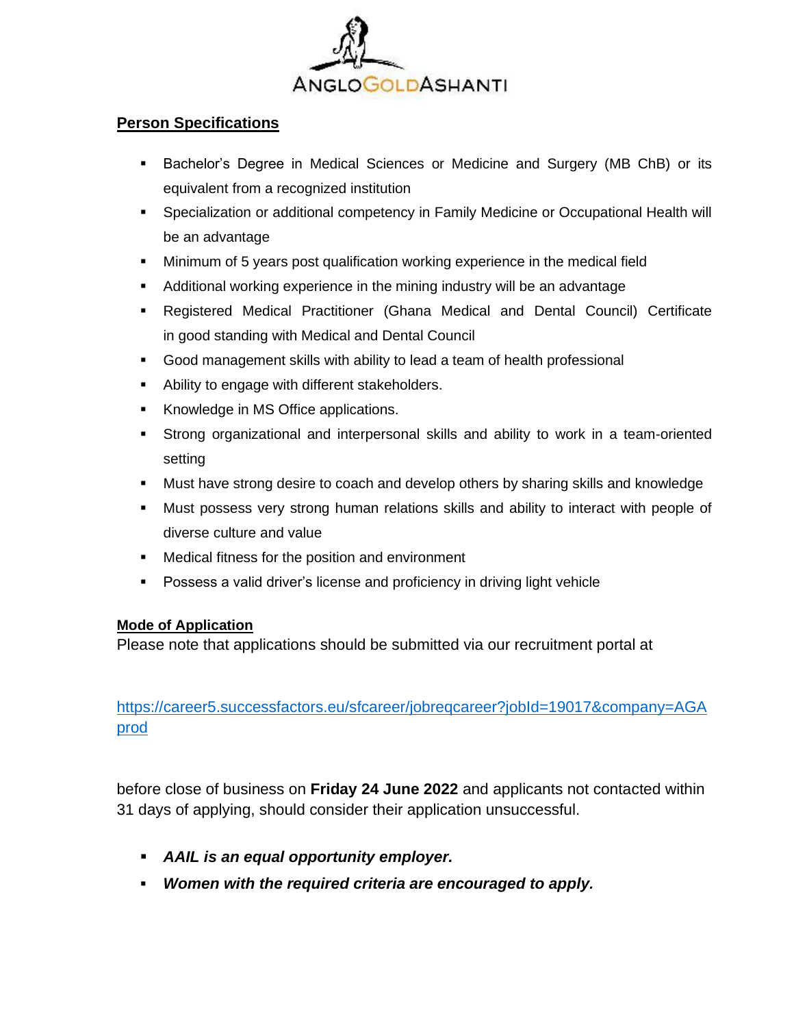ANGLOGOLDASHANTI

**Person Specifications**

- Bachelor's Degree in Medical Sciences or Medicine and Surgery (MB ChB) or its equivalent from a recognized institution
- Specialization or additional competency in Family Medicine or Occupational Health will be an advantage
- Minimum of 5 years post qualification working experience in the medical field
- Additional working experience in the mining industry will be an advantage
- Registered Medical Practitioner (Ghana Medical and Dental Council) Certificate in good standing with Medical and Dental Council
- Good management skills with ability to lead a team of health professional
- Ability to engage with different stakeholders.
- Knowledge in MS Office applications.
- Strong organizational and interpersonal skills and ability to work in a team-oriented setting
- Must have strong desire to coach and develop others by sharing skills and knowledge
- Must possess very strong human relations skills and ability to interact with people of diverse culture and value
- Medical fitness for the position and environment
- Possess a valid driver's license and proficiency in driving light vehicle

**Mode of Application**

Please note that applications should be submitted via our recruitment portal at

https://career5.successfactors.eu/sfcareer/jobreqcareer?jobId=19017&company=AGAprod

before close of business on **Friday 24 June 2022** and applicants not contacted within 31 days of applying, should consider their application unsuccessful.

- ***AAIL is an equal opportunity employer.***
- ***Women with the required criteria are encouraged to apply.***